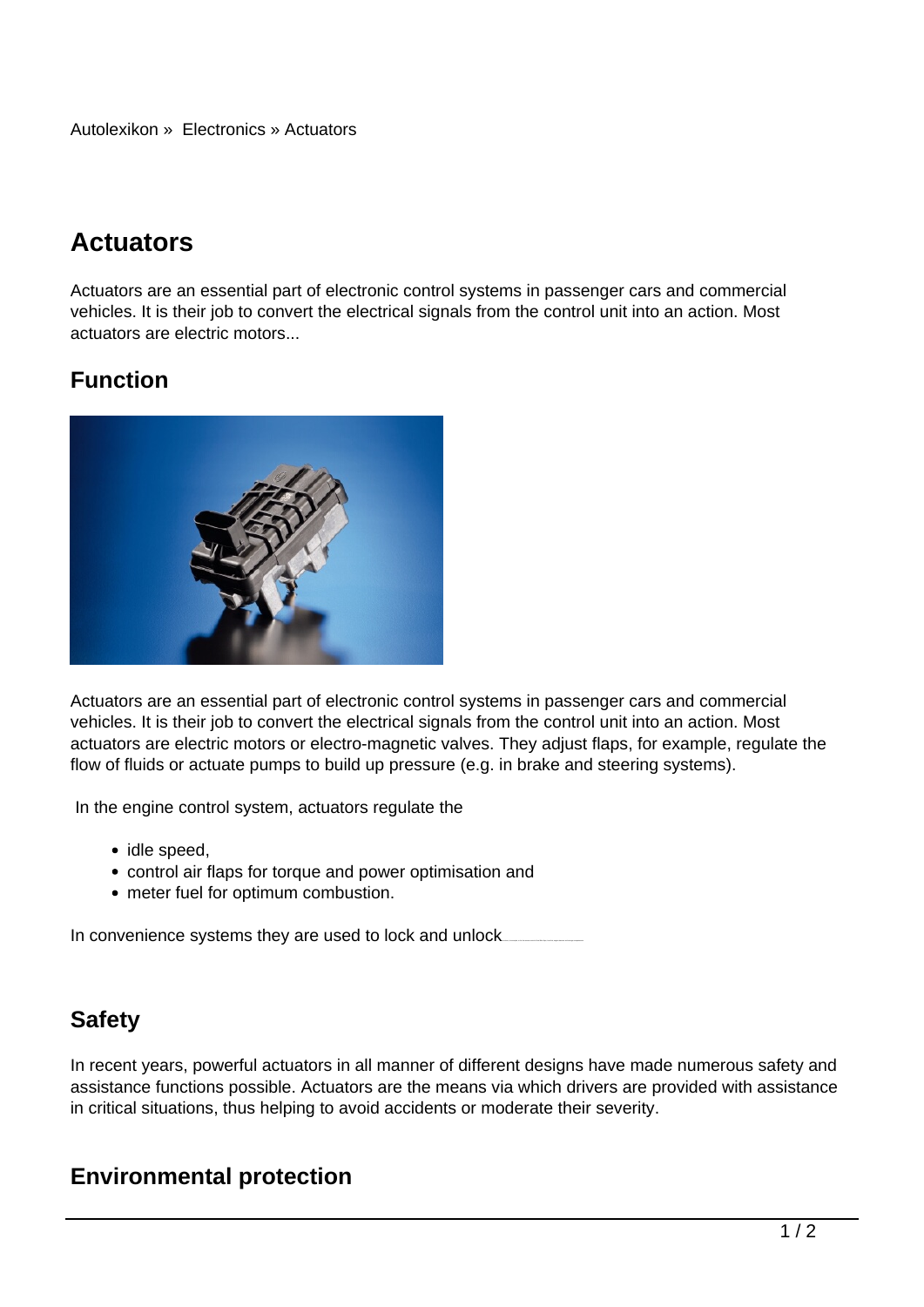Autolexikon » Electronics » Actuators

# Actuators

Actuators are an essential part of electronic control systems in passenger cars and commercial vehicles. It is their job to convert the electrical signals from the control unit into an action. Most actuators are electric motors...

## Function

Actuators are an essential part of electronic control systems in passenger cars and commercial vehicles. It is their job to convert the electrical signals from the control unit into an action. Most actuators are electric motors or electro-magnetic valves. They adjust flaps, for example, regulate the flow of fluids or actuate pumps to build up pressure (e.g. in brake and steering systems).

In the engine control system, actuators regulate the

- idle speed,
- control air flaps for torque and power optimisation and
- meter fuel for optimum combustion.

In convenience systems they are used to lock and unlock

## Safety

In recent years, powerful actuators in all manner of different designs have made numerous safety and assistance functions possible. Actuators are the means via which drivers are provided with assistance in critical situations, thus helping to avoid accidents or moderate their severity.

## Environmental protection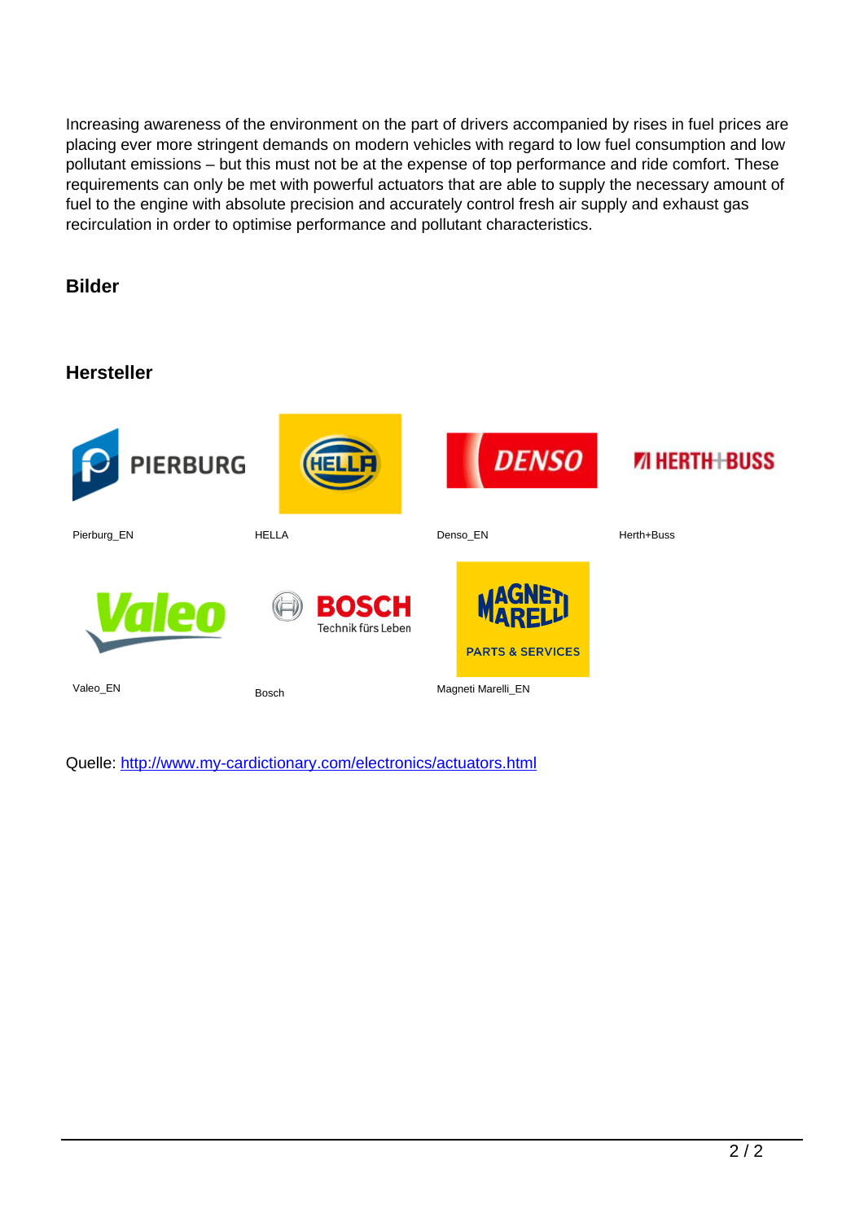Increasing awareness of the environment on the part of drivers accompanied by rises in fuel prices are placing ever more stringent demands on modern vehicles with regard to low fuel consumption and low pollutant emissions – but this must not be at the expense of top performance and ride comfort. These requirements can only be met with powerful actuators that are able to supply the necessary amount of fuel to the engine with absolute precision and accurately control fresh air supply and exhaust gas recirculation in order to optimise performance and pollutant characteristics.

## Bilder

## Hersteller

Pierburg_EN

HELLA

Denso_EN

Herth+Buss

Valeo_EN

Bosch

Magneti Marelli_EN

Quelle: http://www.my-cardictionary.com/electronics/actuators.html